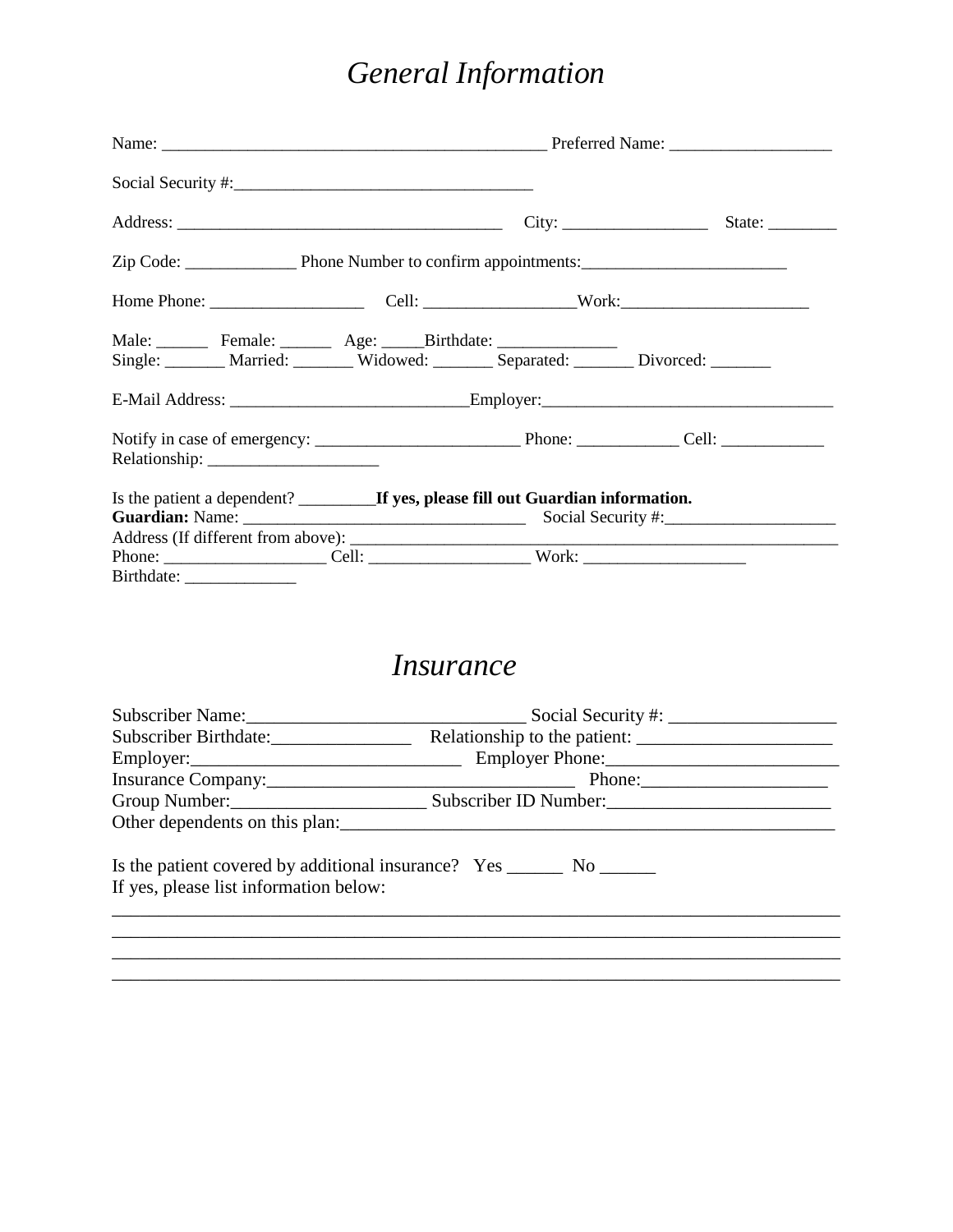# *General Information*

Name: _______________________________________________ Preferred Name: ___________________

Social Security #:___________________________________

Address: _______________________________________ City: _________________ State: ________

Zip Code: _____________ Phone Number to confirm appointments:________________________

Home Phone: __________________ Cell: _________________Work:______________________

Male: ______ Female: ______ Age: _____Birthdate: ______________
Single: _______ Married: _______ Widowed: _______ Separated: _______ Divorced: _______

E-Mail Address: ____________________________Employer:__________________________________

Notify in case of emergency: ________________________ Phone: ____________ Cell: ____________
Relationship: ____________________

Is the patient a dependent? _________**If yes, please fill out Guardian information.**
**Guardian:** Name: _________________________________ Social Security #:____________________
Address (If different from above): ____________________________________________________________
Phone: __________________ Cell: ___________________ Work: ___________________
Birthdate: _____________

# *Insurance*

Subscriber Name:______________________________ Social Security #: __________________
Subscriber Birthdate:_______________ Relationship to the patient: _____________________
Employer:____________________________ Employer Phone:_________________________
Insurance Company:_________________________________ Phone:____________________
Group Number:_____________________ Subscriber ID Number:________________________
Other dependents on this plan:_______________________________________________________

Is the patient covered by additional insurance? Yes ______ No ______
If yes, please list information below:
_____________________________________________________________________________
_____________________________________________________________________________
_____________________________________________________________________________
_____________________________________________________________________________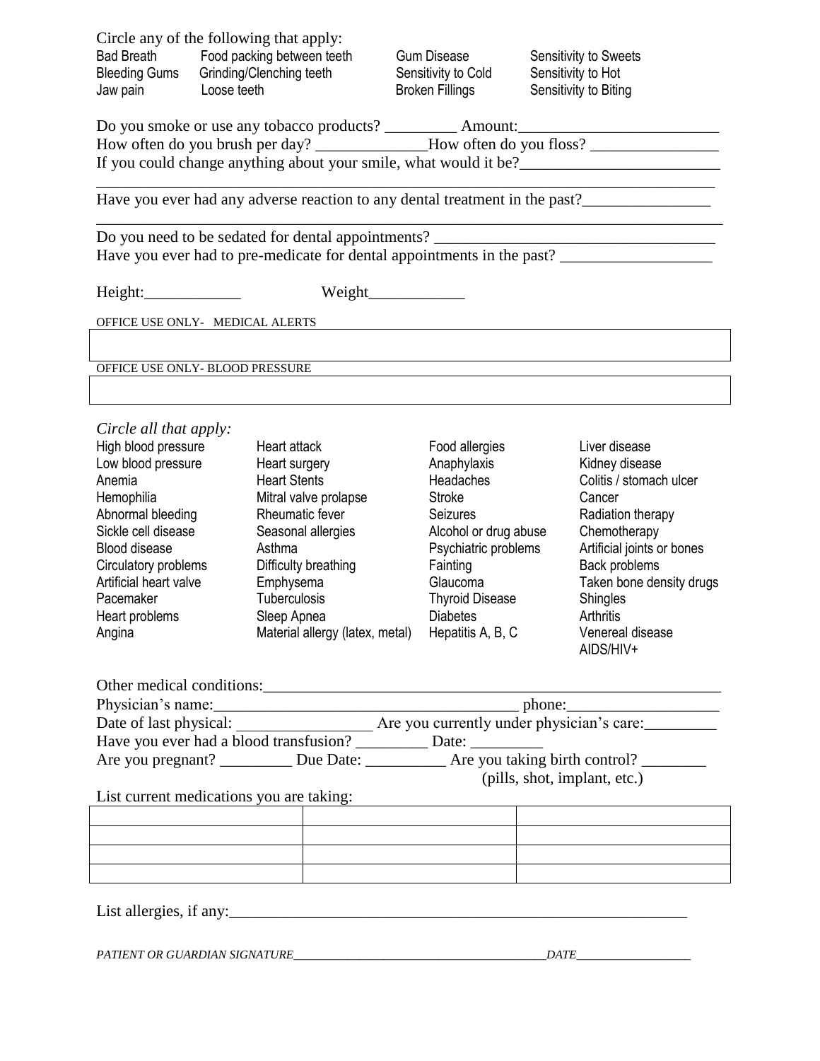Circle any of the following that apply:

| | | | |
|---|---|---|---|
| Bad Breath | Food packing between teeth | Gum Disease | Sensitivity to Sweets |
| Bleeding Gums | Grinding/Clenching teeth | Sensitivity to Cold | Sensitivity to Hot |
| Jaw pain | Loose teeth | Broken Fillings | Sensitivity to Biting |

Do you smoke or use any tobacco products? _________ Amount:_________________________

How often do you brush per day? ______________How often do you floss? ________________

If you could change anything about your smile, what would it be?_________________________

_______________________________________________________________________________

Have you ever had any adverse reaction to any dental treatment in the past?________________

_______________________________________________________________________________

Do you need to be sedated for dental appointments? ___________________________________

Have you ever had to pre-medicate for dental appointments in the past? ___________________

Height:____________ Weight____________

OFFICE USE ONLY- MEDICAL ALERTS

| |
|---|
| |

OFFICE USE ONLY- BLOOD PRESSURE

| |
|---|
| |

*Circle all that apply:*

| | | | |
|---|---|---|---|
| High blood pressure | Heart attack | Food allergies | Liver disease |
| Low blood pressure | Heart surgery | Anaphylaxis | Kidney disease |
| Anemia | Heart Stents | Headaches | Colitis / stomach ulcer |
| Hemophilia | Mitral valve prolapse | Stroke | Cancer |
| Abnormal bleeding | Rheumatic fever | Seizures | Radiation therapy |
| Sickle cell disease | Seasonal allergies | Alcohol or drug abuse | Chemotherapy |
| Blood disease | Asthma | Psychiatric problems | Artificial joints or bones |
| Circulatory problems | Difficulty breathing | Fainting | Back problems |
| Artificial heart valve | Emphysema | Glaucoma | Taken bone density drugs |
| Pacemaker | Tuberculosis | Thyroid Disease | Shingles |
| Heart problems | Sleep Apnea | Diabetes | Arthritis |
| Angina | Material allergy (latex, metal) | Hepatitis A, B, C | Venereal disease |
| | | | AIDS/HIV+ |

Other medical conditions:______________________________________________________________

Physician's name:_______________________________________ phone:___________________

Date of last physical: _________________ Are you currently under physician's care:_________

Have you ever had a blood transfusion? _________ Date: _________

Are you pregnant? _________ Due Date: __________ Are you taking birth control? ________
(pills, shot, implant, etc.)

List current medications you are taking:

| | | |
|---|---|---|
| | | |
| | | |
| | | |
| | | |

List allergies, if any:___________________________________________________________

*PATIENT OR GUARDIAN SIGNATURE*_______________________________________*DATE*__________________